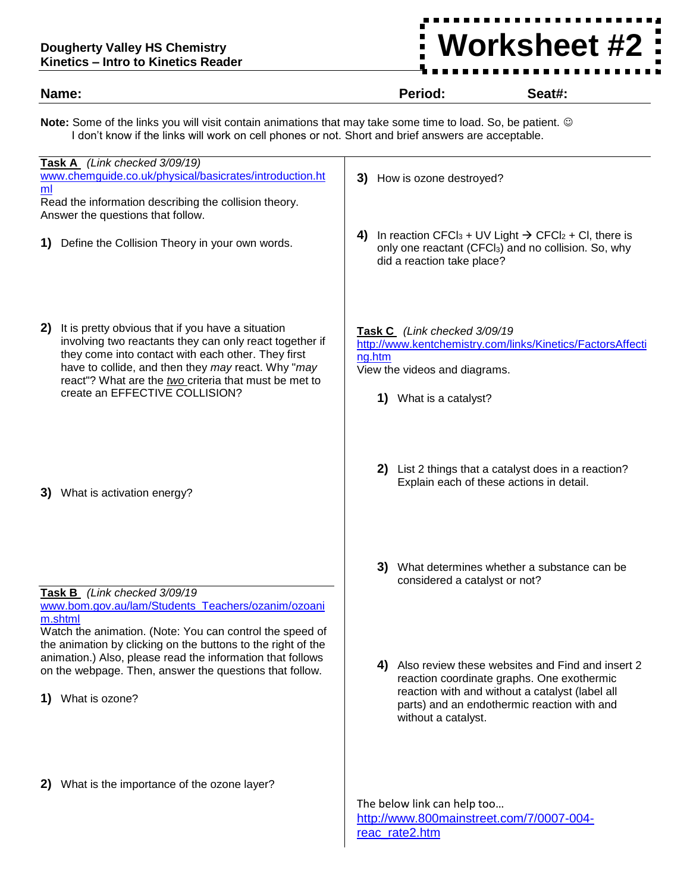**Dougherty Valley HS Chemistry**
**Kinetics – Intro to Kinetics Reader**

# Worksheet #2

**Name:** **Period:** **Seat#:**

**Note:** Some of the links you will visit contain animations that may take some time to load. So, be patient. ☺
I don't know if the links will work on cell phones or not. Short and brief answers are acceptable.

**Task A** *(Link checked 3/09/19)*
www.chemguide.co.uk/physical/basicrates/introduction.html
Read the information describing the collision theory. Answer the questions that follow.

**1)** Define the Collision Theory in your own words.

**2)** It is pretty obvious that if you have a situation involving two reactants they can only react together if they come into contact with each other. They first have to collide, and then they *may* react. Why "*may* react"? What are the *two* criteria that must be met to create an EFFECTIVE COLLISION?

**3)** What is activation energy?

**Task B** *(Link checked 3/09/19*
www.bom.gov.au/lam/Students_Teachers/ozanim/ozoanim.shtml
Watch the animation. (Note: You can control the speed of the animation by clicking on the buttons to the right of the animation.) Also, please read the information that follows on the webpage. Then, answer the questions that follow.

**1)** What is ozone?

**2)** What is the importance of the ozone layer?

**3)** How is ozone destroyed?

**4)** In reaction $CFCl_3$ + UV Light → $CFCl_2$ + Cl, there is only one reactant ($CFCl_3$) and no collision. So, why did a reaction take place?

**Task C** *(Link checked 3/09/19*
http://www.kentchemistry.com/links/Kinetics/FactorsAffecting.htm
View the videos and diagrams.

**1)** What is a catalyst?

**2)** List 2 things that a catalyst does in a reaction? Explain each of these actions in detail.

**3)** What determines whether a substance can be considered a catalyst or not?

**4)** Also review these websites and Find and insert 2 reaction coordinate graphs. One exothermic reaction with and without a catalyst (label all parts) and an endothermic reaction with and without a catalyst.

The below link can help too…
http://www.800mainstreet.com/7/0007-004-reac_rate2.htm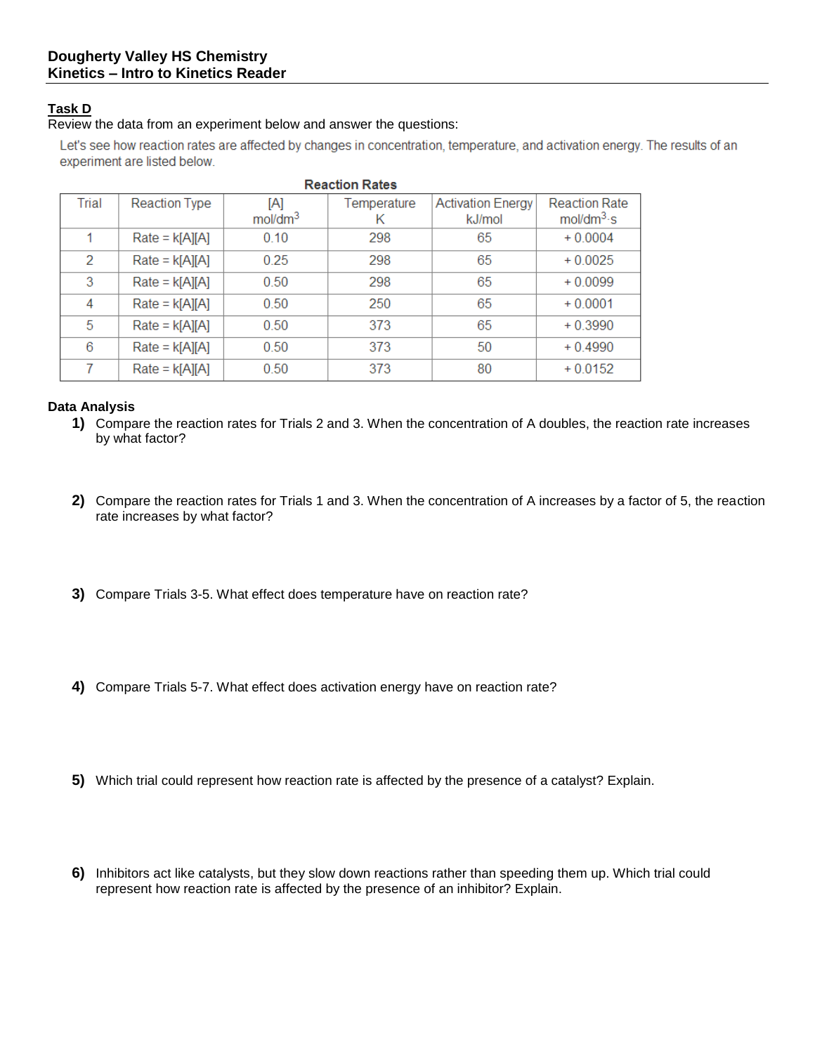**Dougherty Valley HS Chemistry**
**Kinetics – Intro to Kinetics Reader**

**Task D**

Review the data from an experiment below and answer the questions:

Let's see how reaction rates are affected by changes in concentration, temperature, and activation energy. The results of an experiment are listed below.

**Reaction Rates**

| Trial | Reaction Type | [A] mol/dm$^3$ | Temperature K | Activation Energy kJ/mol | Reaction Rate mol/dm$^3$·s |
|---|---|---|---|---|---|
| 1 | Rate = k[A][A] | 0.10 | 298 | 65 | + 0.0004 |
| 2 | Rate = k[A][A] | 0.25 | 298 | 65 | + 0.0025 |
| 3 | Rate = k[A][A] | 0.50 | 298 | 65 | + 0.0099 |
| 4 | Rate = k[A][A] | 0.50 | 250 | 65 | + 0.0001 |
| 5 | Rate = k[A][A] | 0.50 | 373 | 65 | + 0.3990 |
| 6 | Rate = k[A][A] | 0.50 | 373 | 50 | + 0.4990 |
| 7 | Rate = k[A][A] | 0.50 | 373 | 80 | + 0.0152 |

**Data Analysis**

1) Compare the reaction rates for Trials 2 and 3. When the concentration of A doubles, the reaction rate increases by what factor?

2) Compare the reaction rates for Trials 1 and 3. When the concentration of A increases by a factor of 5, the reaction rate increases by what factor?

3) Compare Trials 3-5. What effect does temperature have on reaction rate?

4) Compare Trials 5-7. What effect does activation energy have on reaction rate?

5) Which trial could represent how reaction rate is affected by the presence of a catalyst? Explain.

6) Inhibitors act like catalysts, but they slow down reactions rather than speeding them up. Which trial could represent how reaction rate is affected by the presence of an inhibitor? Explain.